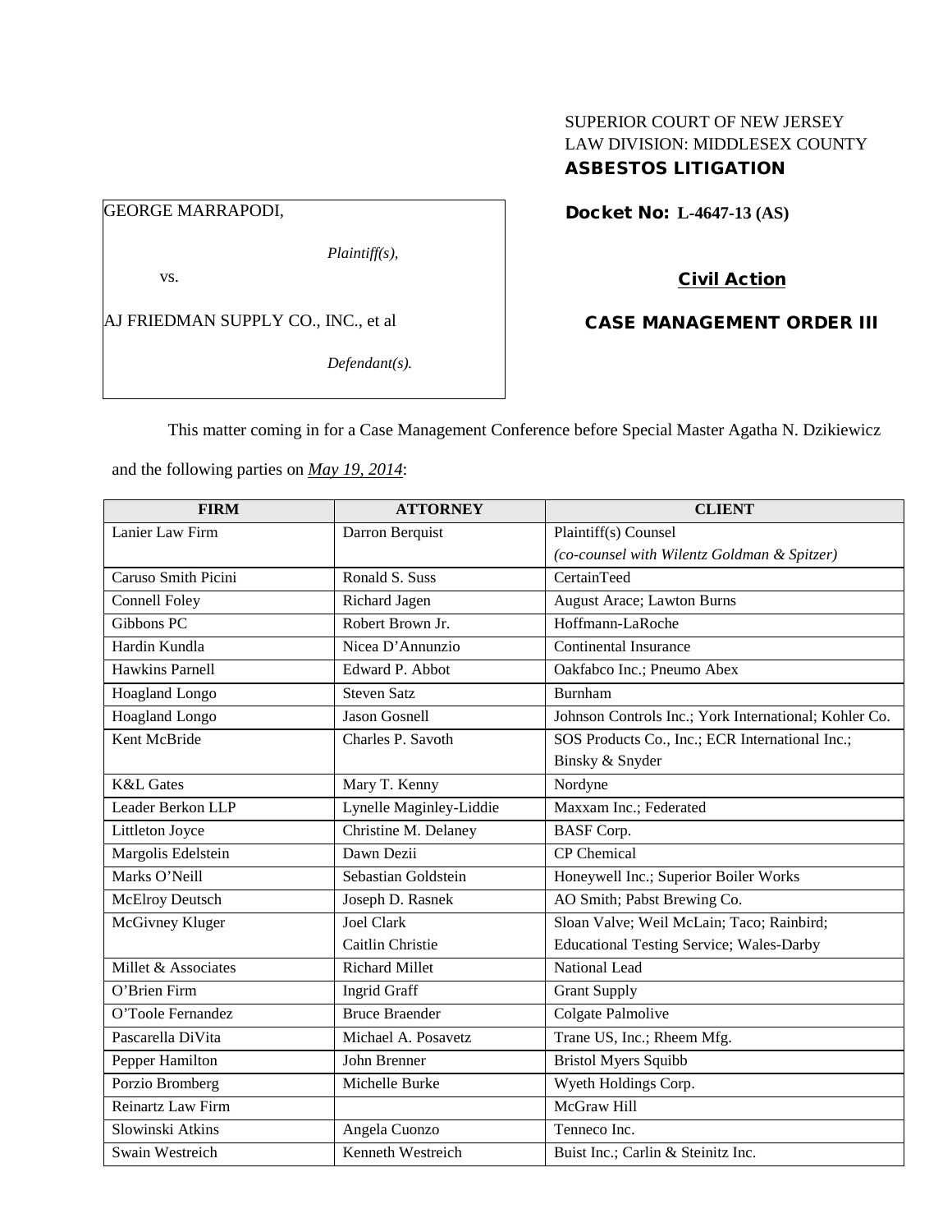SUPERIOR COURT OF NEW JERSEY
LAW DIVISION: MIDDLESEX COUNTY
**ASBESTOS LITIGATION**

GEORGE MARRAPODI,

*Plaintiff(s),*

vs.

AJ FRIEDMAN SUPPLY CO., INC., et al

*Defendant(s).*

**Docket No: L-4647-13 (AS)**

**Civil Action**

**CASE MANAGEMENT ORDER III**

This matter coming in for a Case Management Conference before Special Master Agatha N. Dzikiewicz and the following parties on ***May 19, 2014***:

| FIRM | ATTORNEY | CLIENT |
|---|---|---|
| Lanier Law Firm | Darron Berquist | Plaintiff(s) Counsel *(co-counsel with Wilentz Goldman & Spitzer)* |
| Caruso Smith Picini | Ronald S. Suss | CertainTeed |
| Connell Foley | Richard Jagen | August Arace; Lawton Burns |
| Gibbons PC | Robert Brown Jr. | Hoffmann-LaRoche |
| Hardin Kundla | Nicea D'Annunzio | Continental Insurance |
| Hawkins Parnell | Edward P. Abbot | Oakfabco Inc.; Pneumo Abex |
| Hoagland Longo | Steven Satz | Burnham |
| Hoagland Longo | Jason Gosnell | Johnson Controls Inc.; York International; Kohler Co. |
| Kent McBride | Charles P. Savoth | SOS Products Co., Inc.; ECR International Inc.; Binsky & Snyder |
| K&L Gates | Mary T. Kenny | Nordyne |
| Leader Berkon LLP | Lynelle Maginley-Liddie | Maxxam Inc.; Federated |
| Littleton Joyce | Christine M. Delaney | BASF Corp. |
| Margolis Edelstein | Dawn Dezii | CP Chemical |
| Marks O'Neill | Sebastian Goldstein | Honeywell Inc.; Superior Boiler Works |
| McElroy Deutsch | Joseph D. Rasnek | AO Smith; Pabst Brewing Co. |
| McGivney Kluger | Joel Clark<br>Caitlin Christie | Sloan Valve; Weil McLain; Taco; Rainbird; Educational Testing Service; Wales-Darby |
| Millet & Associates | Richard Millet | National Lead |
| O'Brien Firm | Ingrid Graff | Grant Supply |
| O'Toole Fernandez | Bruce Braender | Colgate Palmolive |
| Pascarella DiVita | Michael A. Posavetz | Trane US, Inc.; Rheem Mfg. |
| Pepper Hamilton | John Brenner | Bristol Myers Squibb |
| Porzio Bromberg | Michelle Burke | Wyeth Holdings Corp. |
| Reinartz Law Firm | | McGraw Hill |
| Slowinski Atkins | Angela Cuonzo | Tenneco Inc. |
| Swain Westreich | Kenneth Westreich | Buist Inc.; Carlin & Steinitz Inc. |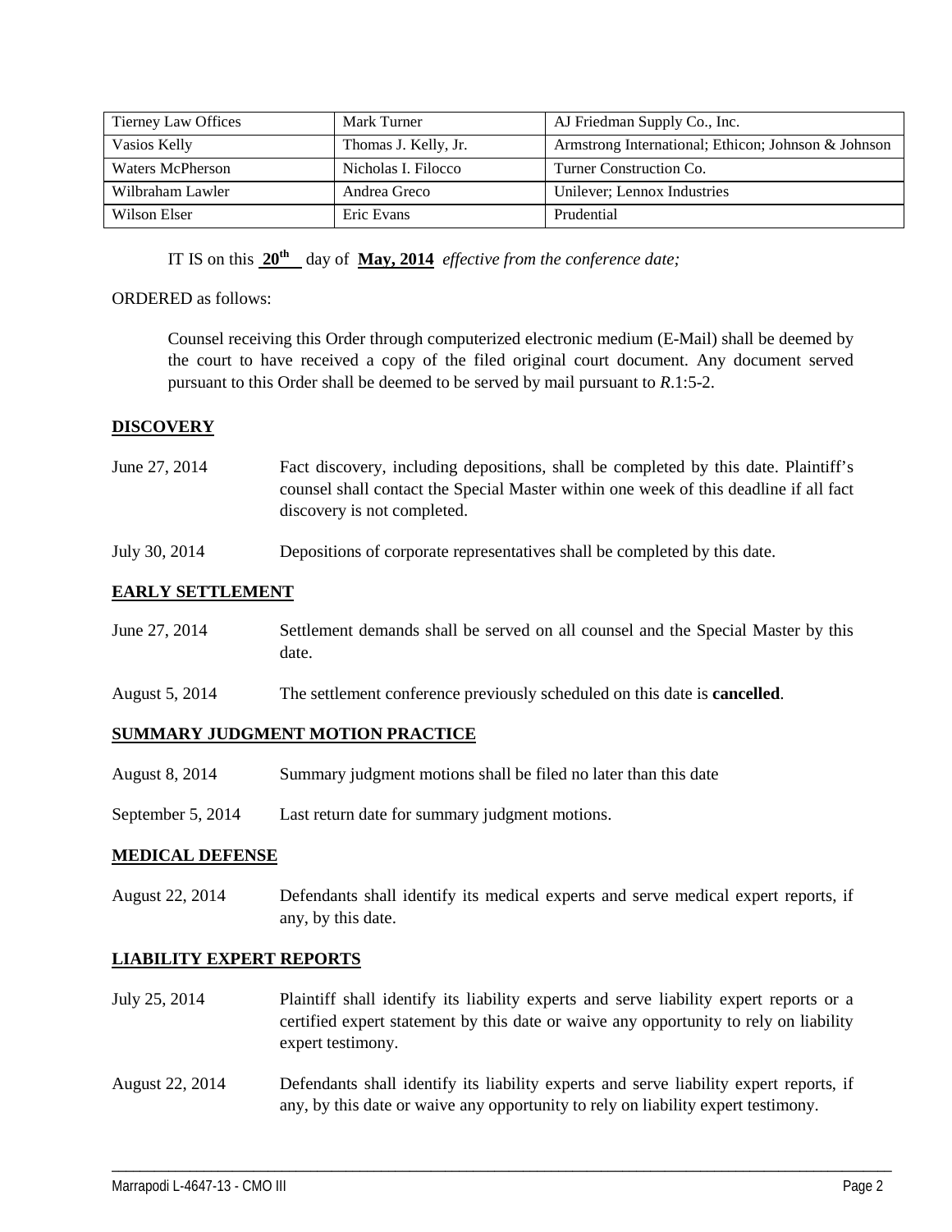| Tierney Law Offices | Mark Turner | AJ Friedman Supply Co., Inc. |
| --- | --- | --- |
| Vasios Kelly | Thomas J. Kelly, Jr. | Armstrong International; Ethicon; Johnson & Johnson |
| Waters McPherson | Nicholas I. Filocco | Turner Construction Co. |
| Wilbraham Lawler | Andrea Greco | Unilever; Lennox Industries |
| Wilson Elser | Eric Evans | Prudential |

IT IS on this **20th** day of **May, 2014** *effective from the conference date;*

ORDERED as follows:

Counsel receiving this Order through computerized electronic medium (E-Mail) shall be deemed by the court to have received a copy of the filed original court document. Any document served pursuant to this Order shall be deemed to be served by mail pursuant to *R*.1:5-2.

## DISCOVERY

June 27, 2014 — Fact discovery, including depositions, shall be completed by this date. Plaintiff's counsel shall contact the Special Master within one week of this deadline if all fact discovery is not completed.

July 30, 2014 — Depositions of corporate representatives shall be completed by this date.

## EARLY SETTLEMENT

June 27, 2014 — Settlement demands shall be served on all counsel and the Special Master by this date.

August 5, 2014 — The settlement conference previously scheduled on this date is **cancelled**.

## SUMMARY JUDGMENT MOTION PRACTICE

August 8, 2014 — Summary judgment motions shall be filed no later than this date

September 5, 2014 — Last return date for summary judgment motions.

## MEDICAL DEFENSE

August 22, 2014 — Defendants shall identify its medical experts and serve medical expert reports, if any, by this date.

## LIABILITY EXPERT REPORTS

July 25, 2014 — Plaintiff shall identify its liability experts and serve liability expert reports or a certified expert statement by this date or waive any opportunity to rely on liability expert testimony.

August 22, 2014 — Defendants shall identify its liability experts and serve liability expert reports, if any, by this date or waive any opportunity to rely on liability expert testimony.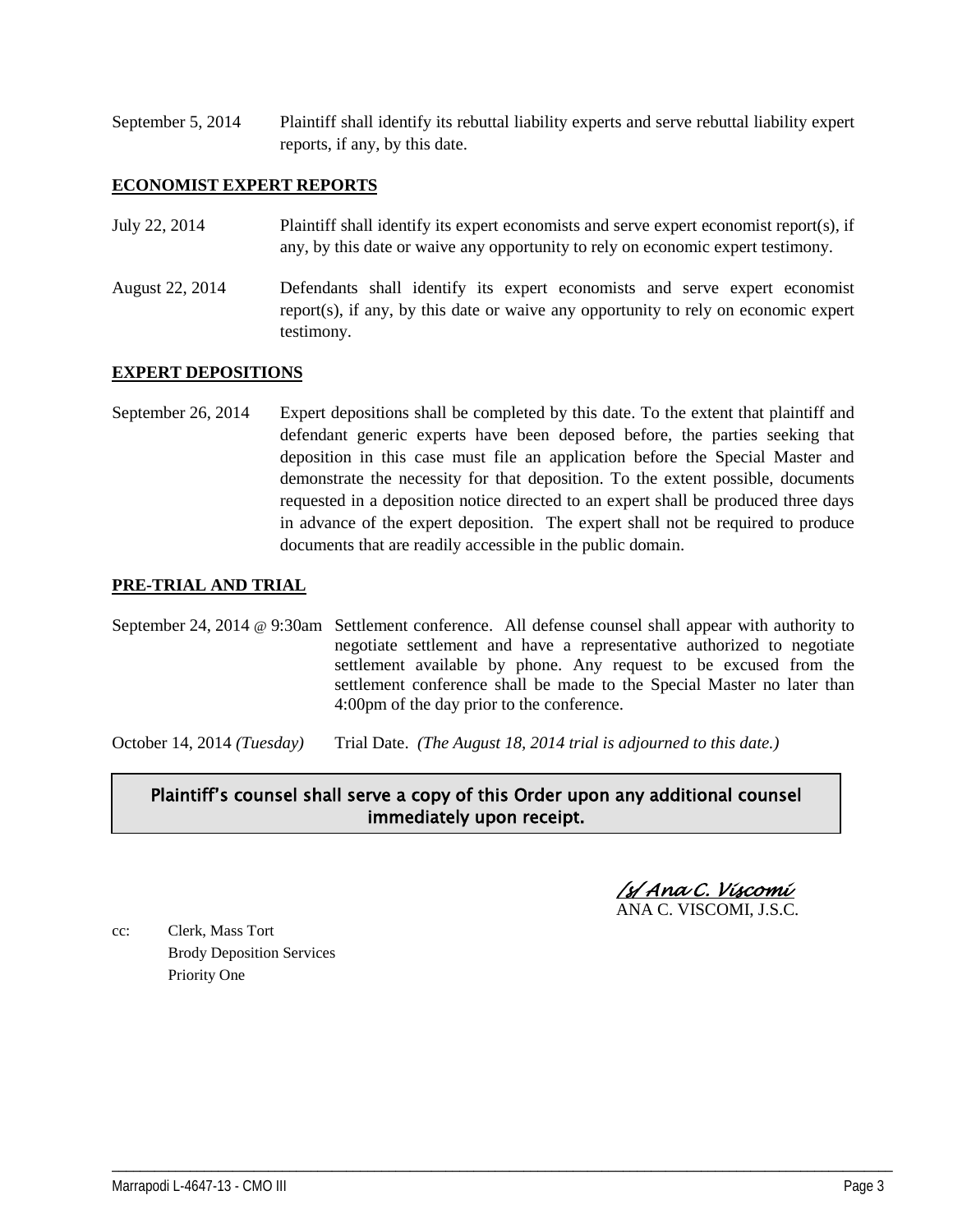September 5, 2014 Plaintiff shall identify its rebuttal liability experts and serve rebuttal liability expert reports, if any, by this date.

**ECONOMIST EXPERT REPORTS**

July 22, 2014 Plaintiff shall identify its expert economists and serve expert economist report(s), if any, by this date or waive any opportunity to rely on economic expert testimony.

August 22, 2014 Defendants shall identify its expert economists and serve expert economist report(s), if any, by this date or waive any opportunity to rely on economic expert testimony.

**EXPERT DEPOSITIONS**

September 26, 2014 Expert depositions shall be completed by this date. To the extent that plaintiff and defendant generic experts have been deposed before, the parties seeking that deposition in this case must file an application before the Special Master and demonstrate the necessity for that deposition. To the extent possible, documents requested in a deposition notice directed to an expert shall be produced three days in advance of the expert deposition. The expert shall not be required to produce documents that are readily accessible in the public domain.

**PRE-TRIAL AND TRIAL**

September 24, 2014 @ 9:30am Settlement conference. All defense counsel shall appear with authority to negotiate settlement and have a representative authorized to negotiate settlement available by phone. Any request to be excused from the settlement conference shall be made to the Special Master no later than 4:00pm of the day prior to the conference.

October 14, 2014 *(Tuesday)* Trial Date. *(The August 18, 2014 trial is adjourned to this date.)*

**Plaintiff's counsel shall serve a copy of this Order upon any additional counsel immediately upon receipt.**

*/s/ Ana C. Viscomi*
ANA C. VISCOMI, J.S.C.

cc: Clerk, Mass Tort
Brody Deposition Services
Priority One